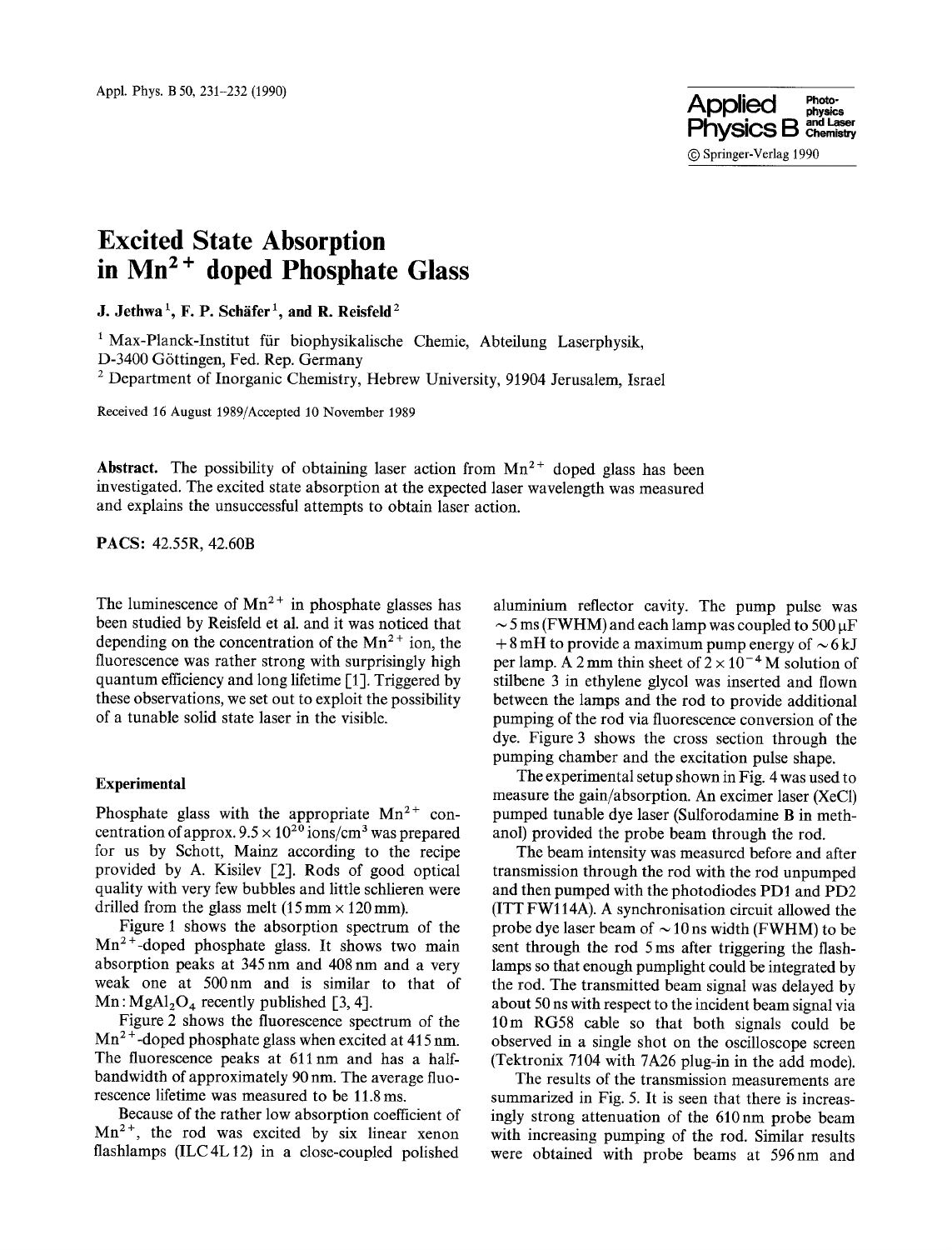# Excited State Absorption in $Mn^{2+}$ doped Phosphate Glass

**J. Jethwa[1], F. P. Schäfer[1], and R. Reisfeld[2]**

[1] Max-Planck-Institut für biophysikalische Chemie, Abteilung Laserphysik, D-3400 Göttingen, Fed. Rep. Germany

[2] Department of Inorganic Chemistry, Hebrew University, 91904 Jerusalem, Israel

Received 16 August 1989/Accepted 10 November 1989

**Abstract.** The possibility of obtaining laser action from $Mn^{2+}$ doped glass has been investigated. The excited state absorption at the expected laser wavelength was measured and explains the unsuccessful attempts to obtain laser action.

**PACS:** 42.55R, 42.60B

The luminescence of $Mn^{2+}$ in phosphate glasses has been studied by Reisfeld et al. and it was noticed that depending on the concentration of the $Mn^{2+}$ ion, the fluorescence was rather strong with surprisingly high quantum efficiency and long lifetime [1]. Triggered by these observations, we set out to exploit the possibility of a tunable solid state laser in the visible.

## Experimental

Phosphate glass with the appropriate $Mn^{2+}$ concentration of approx. $9.5 \times 10^{20}$ ions/cm$^3$ was prepared for us by Schott, Mainz according to the recipe provided by A. Kisilev [2]. Rods of good optical quality with very few bubbles and little schlieren were drilled from the glass melt (15 mm × 120 mm).

Figure 1 shows the absorption spectrum of the $Mn^{2+}$-doped phosphate glass. It shows two main absorption peaks at 345 nm and 408 nm and a very weak one at 500 nm and is similar to that of $Mn:MgAl_2O_4$ recently published [3, 4].

Figure 2 shows the fluorescence spectrum of the $Mn^{2+}$-doped phosphate glass when excited at 415 nm. The fluorescence peaks at 611 nm and has a half-bandwidth of approximately 90 nm. The average fluorescence lifetime was measured to be 11.8 ms.

Because of the rather low absorption coefficient of $Mn^{2+}$, the rod was excited by six linear xenon flashlamps (ILC 4L 12) in a close-coupled polished aluminium reflector cavity. The pump pulse was ~5 ms (FWHM) and each lamp was coupled to 500 µF + 8 mH to provide a maximum pump energy of ~6 kJ per lamp. A 2 mm thin sheet of $2 \times 10^{-4}$ M solution of stilbene 3 in ethylene glycol was inserted and flown between the lamps and the rod to provide additional pumping of the rod via fluorescence conversion of the dye. Figure 3 shows the cross section through the pumping chamber and the excitation pulse shape.

The experimental setup shown in Fig. 4 was used to measure the gain/absorption. An excimer laser (XeCl) pumped tunable dye laser (Sulforodamine B in methanol) provided the probe beam through the rod.

The beam intensity was measured before and after transmission through the rod with the rod unpumped and then pumped with the photodiodes PD1 and PD2 (ITT FW114A). A synchronisation circuit allowed the probe dye laser beam of ~10 ns width (FWHM) to be sent through the rod 5 ms after triggering the flashlamps so that enough pumplight could be integrated by the rod. The transmitted beam signal was delayed by about 50 ns with respect to the incident beam signal via 10 m RG58 cable so that both signals could be observed in a single shot on the oscilloscope screen (Tektronix 7104 with 7A26 plug-in in the add mode).

The results of the transmission measurements are summarized in Fig. 5. It is seen that there is increasingly strong attenuation of the 610 nm probe beam with increasing pumping of the rod. Similar results were obtained with probe beams at 596 nm and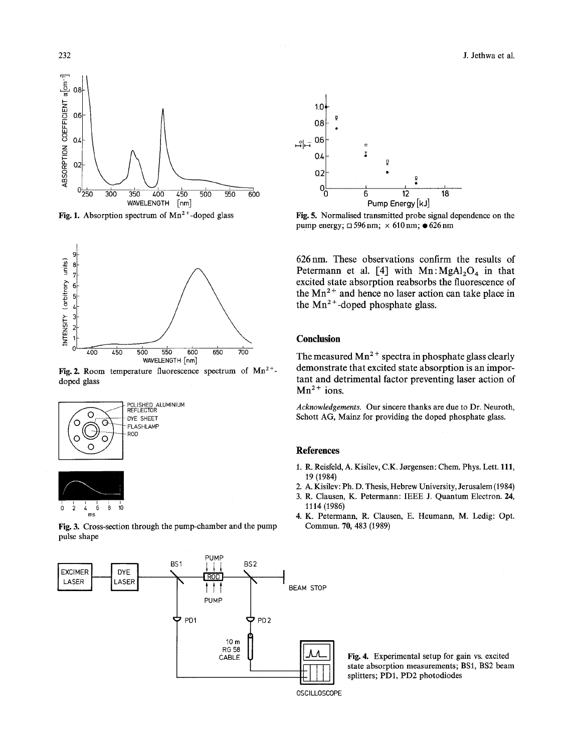ABSORPTION COEFFICIENT α [cm⁻¹]

0.8

0.6

0.4

0.2

0

250 300 350 400 450 500 550 600

WAVELENGTH [nm]

**Fig. 1.** Absorption spectrum of $Mn^{2+}$-doped glass

INTENSITY (arbitrary units)

9 8 7 6 5 4 3 2 1 0

400 450 500 550 600 650 700

WAVELENGTH [nm]

**Fig. 2.** Room temperature fluorescence spectrum of $Mn^{2+}$-doped glass

POLISHED ALUMINIUM REFLECTOR

DYE SHEET

FLASHLAMP

ROD

0 2 4 6 8 10

ms

**Fig. 3.** Cross-section through the pump-chamber and the pump pulse shape

EXCIMER LASER

DYE LASER

BS1

PUMP

ROD

PUMP

BS2

BEAM STOP

PD1

PD2

10 m RG 58 CABLE

OSCILLOSCOPE

**Fig. 4.** Experimental setup for gain vs. excited state absorption measurements; BS1, BS2 beam splitters; PD1, PD2 photodiodes

1.0

0.8

$\frac{I}{I_0}$ 0.6

0.4

0.2

0

0 6 12 18

Pump Energy [kJ]

**Fig. 5.** Normalised transmitted probe signal dependence on the pump energy; □ 596 nm; × 610 nm; ● 626 nm

626 nm. These observations confirm the results of Petermann et al. [4] with $Mn:MgAl_2O_4$ in that excited state absorption reabsorbs the fluorescence of the $Mn^{2+}$ and hence no laser action can take place in the $Mn^{2+}$-doped phosphate glass.

## Conclusion

The measured $Mn^{2+}$ spectra in phosphate glass clearly demonstrate that excited state absorption is an important and detrimental factor preventing laser action of $Mn^{2+}$ ions.

*Acknowledgements.* Our sincere thanks are due to Dr. Neuroth, Schott AG, Mainz for providing the doped phosphate glass.

## References

1. R. Reisfeld, A. Kisilev, C.K. Jørgensen: Chem. Phys. Lett. **111**, 19 (1984)
2. A. Kisilev: Ph. D. Thesis, Hebrew University, Jerusalem (1984)
3. R. Clausen, K. Petermann: IEEE J. Quantum Electron. **24**, 1114 (1986)
4. K. Petermann, R. Clausen, E. Heumann, M. Ledig: Opt. Commun. **70**, 483 (1989)